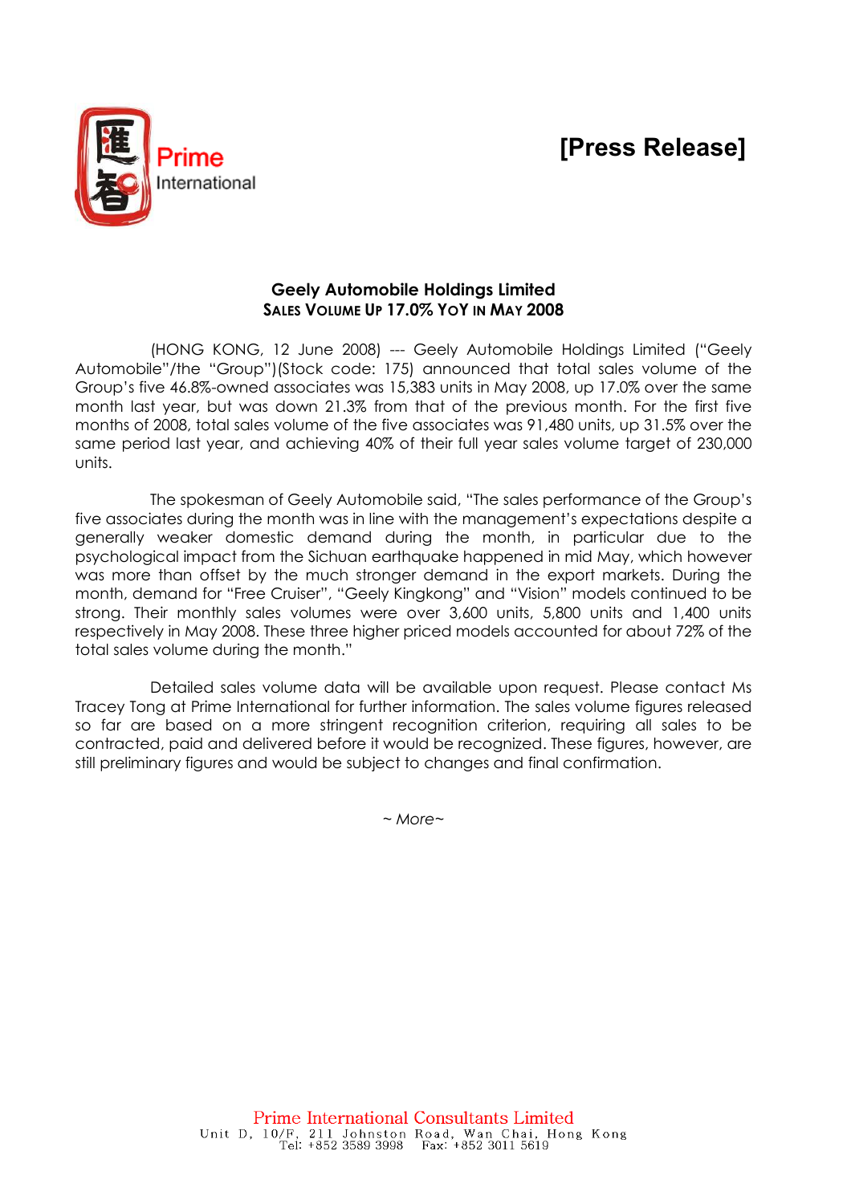**[Press Release]**

**Geely Automobile Holdings Limited**
**SALES VOLUME UP 17.0% YOY IN MAY 2008**

(HONG KONG, 12 June 2008) --- Geely Automobile Holdings Limited ("Geely Automobile"/the "Group")(Stock code: 175) announced that total sales volume of the Group's five 46.8%-owned associates was 15,383 units in May 2008, up 17.0% over the same month last year, but was down 21.3% from that of the previous month. For the first five months of 2008, total sales volume of the five associates was 91,480 units, up 31.5% over the same period last year, and achieving 40% of their full year sales volume target of 230,000 units.

The spokesman of Geely Automobile said, "The sales performance of the Group's five associates during the month was in line with the management's expectations despite a generally weaker domestic demand during the month, in particular due to the psychological impact from the Sichuan earthquake happened in mid May, which however was more than offset by the much stronger demand in the export markets. During the month, demand for "Free Cruiser", "Geely Kingkong" and "Vision" models continued to be strong. Their monthly sales volumes were over 3,600 units, 5,800 units and 1,400 units respectively in May 2008. These three higher priced models accounted for about 72% of the total sales volume during the month."

Detailed sales volume data will be available upon request. Please contact Ms Tracey Tong at Prime International for further information. The sales volume figures released so far are based on a more stringent recognition criterion, requiring all sales to be contracted, paid and delivered before it would be recognized. These figures, however, are still preliminary figures and would be subject to changes and final confirmation.

*~ More~*

Prime International Consultants Limited
Unit D, 10/F, 211 Johnston Road, Wan Chai, Hong Kong
Tel: +852 3589 3998 Fax: +852 3011 5619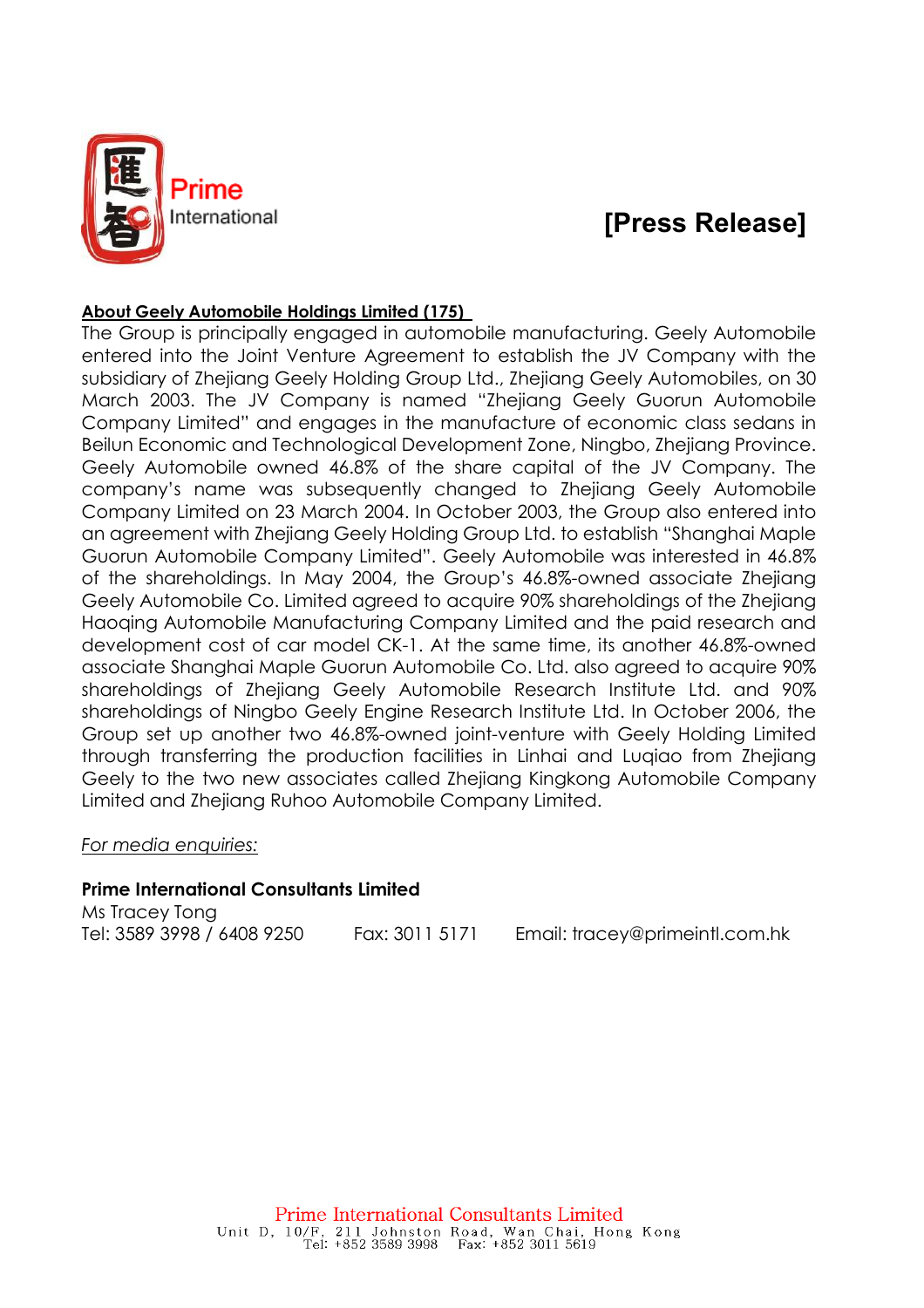**[Press Release]**

**About Geely Automobile Holdings Limited (175)**

The Group is principally engaged in automobile manufacturing. Geely Automobile entered into the Joint Venture Agreement to establish the JV Company with the subsidiary of Zhejiang Geely Holding Group Ltd., Zhejiang Geely Automobiles, on 30 March 2003. The JV Company is named "Zhejiang Geely Guorun Automobile Company Limited" and engages in the manufacture of economic class sedans in Beilun Economic and Technological Development Zone, Ningbo, Zhejiang Province. Geely Automobile owned 46.8% of the share capital of the JV Company. The company's name was subsequently changed to Zhejiang Geely Automobile Company Limited on 23 March 2004. In October 2003, the Group also entered into an agreement with Zhejiang Geely Holding Group Ltd. to establish "Shanghai Maple Guorun Automobile Company Limited". Geely Automobile was interested in 46.8% of the shareholdings. In May 2004, the Group's 46.8%-owned associate Zhejiang Geely Automobile Co. Limited agreed to acquire 90% shareholdings of the Zhejiang Haoqing Automobile Manufacturing Company Limited and the paid research and development cost of car model CK-1. At the same time, its another 46.8%-owned associate Shanghai Maple Guorun Automobile Co. Ltd. also agreed to acquire 90% shareholdings of Zhejiang Geely Automobile Research Institute Ltd. and 90% shareholdings of Ningbo Geely Engine Research Institute Ltd. In October 2006, the Group set up another two 46.8%-owned joint-venture with Geely Holding Limited through transferring the production facilities in Linhai and Luqiao from Zhejiang Geely to the two new associates called Zhejiang Kingkong Automobile Company Limited and Zhejiang Ruhoo Automobile Company Limited.

*For media enquiries:*

**Prime International Consultants Limited**
Ms Tracey Tong
Tel: 3589 3998 / 6408 9250 Fax: 3011 5171 Email: tracey@primeintl.com.hk